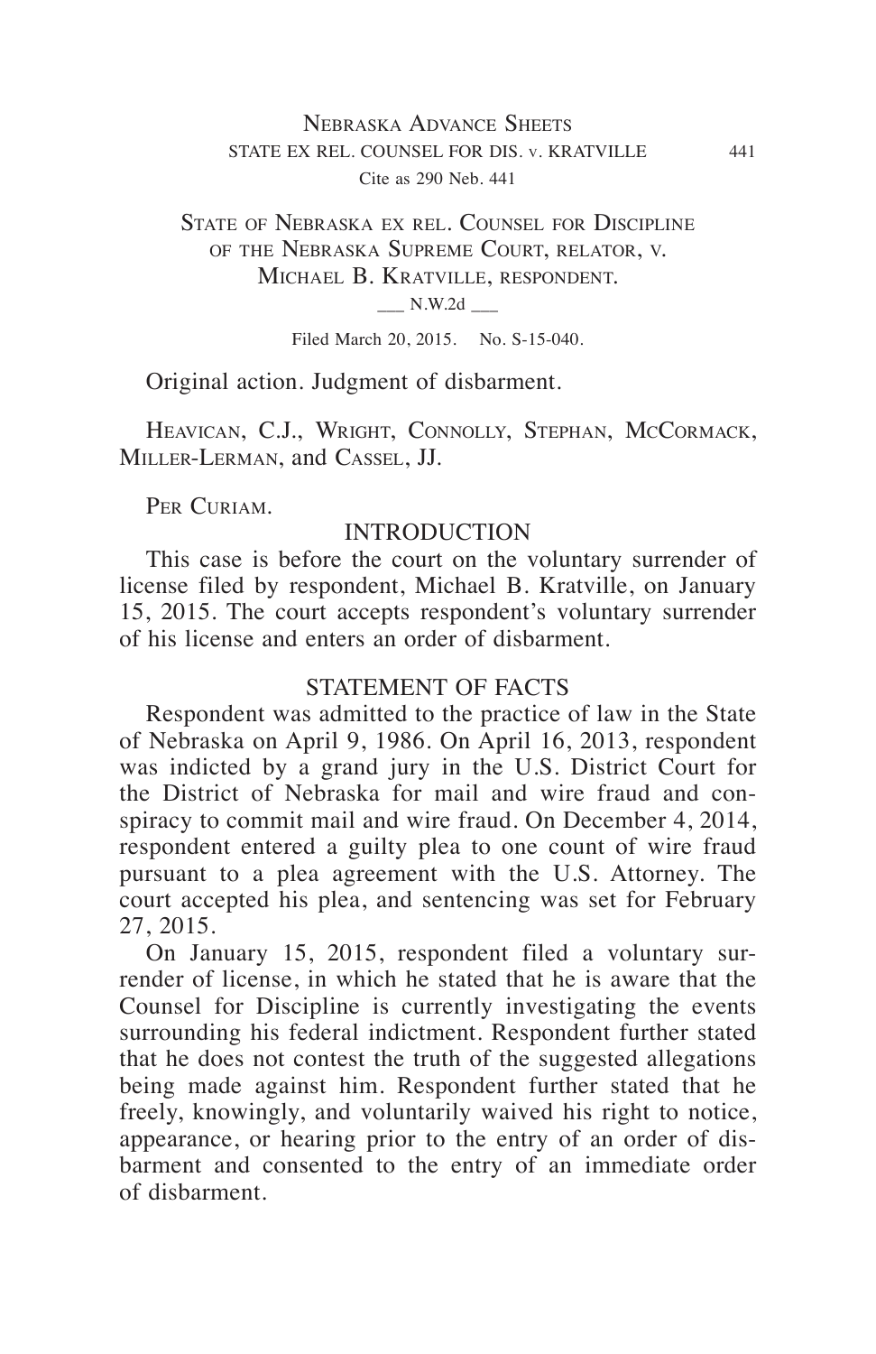STATE OF NEBRASKA EX REL. COUNSEL FOR DISCIPLINE OF THE NEBRASKA SUPREME COURT, RELATOR, V. MICHAEL B. KRATVILLE, RESPONDENT.

___ N.W.2d ___

Filed March 20, 2015. No. S-15-040.

Original action. Judgment of disbarment.

HEAVICAN, C.J., WRIGHT, CONNOLLY, STEPHAN, MCCORMACK, MILLER-LERMAN, and CASSEL, JJ.

PER CURIAM.

## INTRODUCTION

This case is before the court on the voluntary surrender of license filed by respondent, Michael B. Kratville, on January 15, 2015. The court accepts respondent's voluntary surrender of his license and enters an order of disbarment.

## STATEMENT OF FACTS

Respondent was admitted to the practice of law in the State of Nebraska on April 9, 1986. On April 16, 2013, respondent was indicted by a grand jury in the U.S. District Court for the District of Nebraska for mail and wire fraud and conspiracy to commit mail and wire fraud. On December 4, 2014, respondent entered a guilty plea to one count of wire fraud pursuant to a plea agreement with the U.S. Attorney. The court accepted his plea, and sentencing was set for February 27, 2015.

On January 15, 2015, respondent filed a voluntary surrender of license, in which he stated that he is aware that the Counsel for Discipline is currently investigating the events surrounding his federal indictment. Respondent further stated that he does not contest the truth of the suggested allegations being made against him. Respondent further stated that he freely, knowingly, and voluntarily waived his right to notice, appearance, or hearing prior to the entry of an order of disbarment and consented to the entry of an immediate order of disbarment.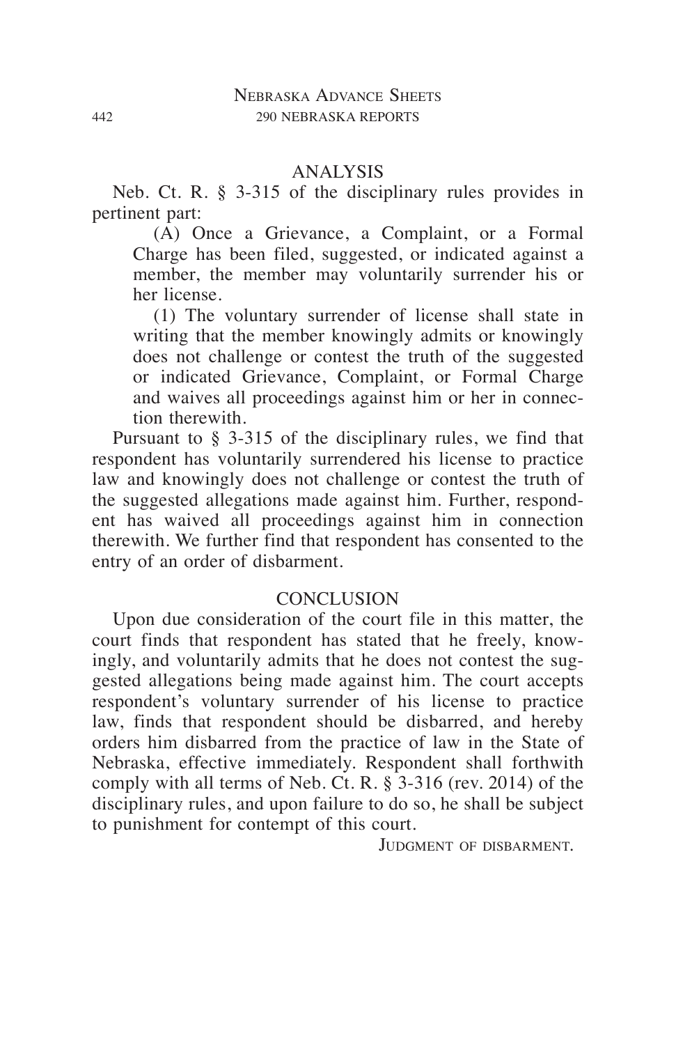## ANALYSIS

Neb. Ct. R. § 3-315 of the disciplinary rules provides in pertinent part:

> (A) Once a Grievance, a Complaint, or a Formal Charge has been filed, suggested, or indicated against a member, the member may voluntarily surrender his or her license.
>
> (1) The voluntary surrender of license shall state in writing that the member knowingly admits or knowingly does not challenge or contest the truth of the suggested or indicated Grievance, Complaint, or Formal Charge and waives all proceedings against him or her in connection therewith.

Pursuant to § 3-315 of the disciplinary rules, we find that respondent has voluntarily surrendered his license to practice law and knowingly does not challenge or contest the truth of the suggested allegations made against him. Further, respondent has waived all proceedings against him in connection therewith. We further find that respondent has consented to the entry of an order of disbarment.

## CONCLUSION

Upon due consideration of the court file in this matter, the court finds that respondent has stated that he freely, knowingly, and voluntarily admits that he does not contest the suggested allegations being made against him. The court accepts respondent's voluntary surrender of his license to practice law, finds that respondent should be disbarred, and hereby orders him disbarred from the practice of law in the State of Nebraska, effective immediately. Respondent shall forthwith comply with all terms of Neb. Ct. R. § 3-316 (rev. 2014) of the disciplinary rules, and upon failure to do so, he shall be subject to punishment for contempt of this court.

Judgment of disbarment.